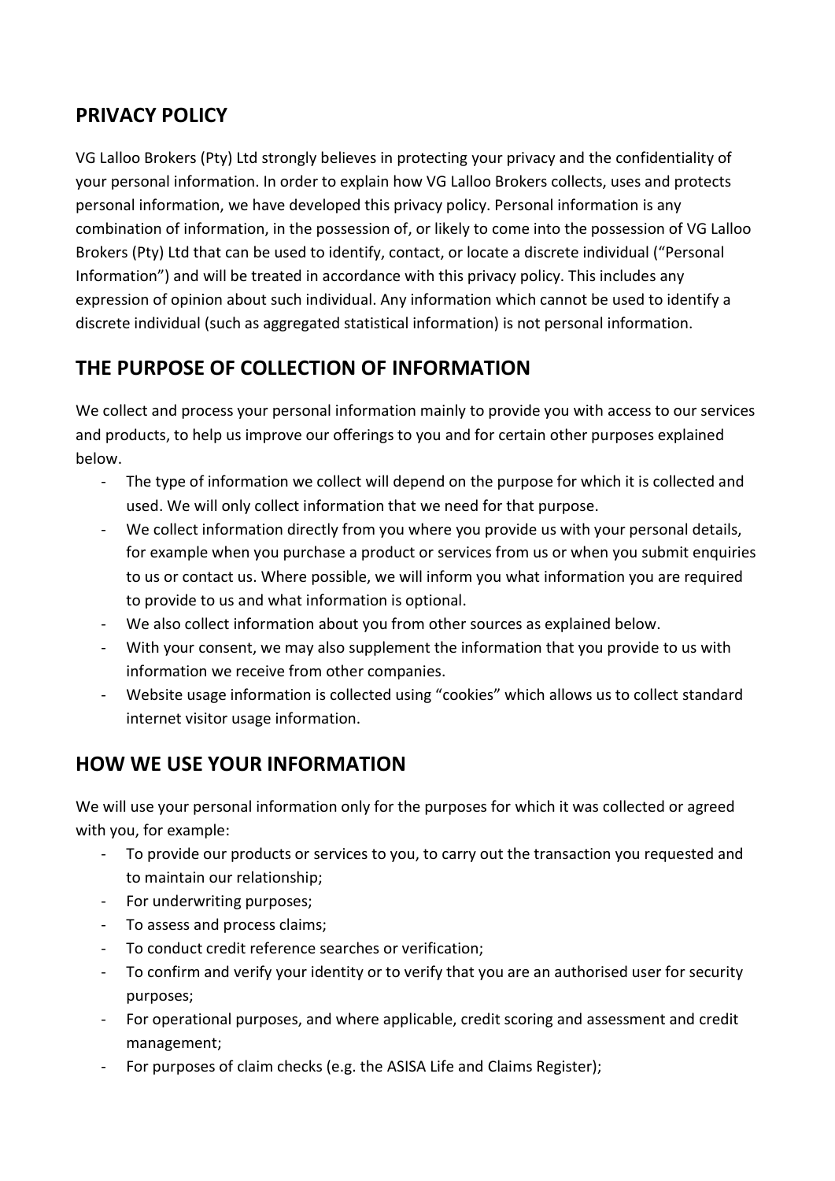## PRIVACY POLICY

VG Lalloo Brokers (Pty) Ltd strongly believes in protecting your privacy and the confidentiality of your personal information. In order to explain how VG Lalloo Brokers collects, uses and protects personal information, we have developed this privacy policy. Personal information is any combination of information, in the possession of, or likely to come into the possession of VG Lalloo Brokers (Pty) Ltd that can be used to identify, contact, or locate a discrete individual ("Personal Information") and will be treated in accordance with this privacy policy. This includes any expression of opinion about such individual. Any information which cannot be used to identify a discrete individual (such as aggregated statistical information) is not personal information.

## THE PURPOSE OF COLLECTION OF INFORMATION

We collect and process your personal information mainly to provide you with access to our services and products, to help us improve our offerings to you and for certain other purposes explained below.

- The type of information we collect will depend on the purpose for which it is collected and used. We will only collect information that we need for that purpose.
- We collect information directly from you where you provide us with your personal details, for example when you purchase a product or services from us or when you submit enquiries to us or contact us. Where possible, we will inform you what information you are required to provide to us and what information is optional.
- We also collect information about you from other sources as explained below.
- With your consent, we may also supplement the information that you provide to us with information we receive from other companies.
- Website usage information is collected using "cookies" which allows us to collect standard internet visitor usage information.

## HOW WE USE YOUR INFORMATION

We will use your personal information only for the purposes for which it was collected or agreed with you, for example:

- To provide our products or services to you, to carry out the transaction you requested and to maintain our relationship;
- For underwriting purposes;
- To assess and process claims;
- To conduct credit reference searches or verification;
- To confirm and verify your identity or to verify that you are an authorised user for security purposes;
- For operational purposes, and where applicable, credit scoring and assessment and credit management;
- For purposes of claim checks (e.g. the ASISA Life and Claims Register);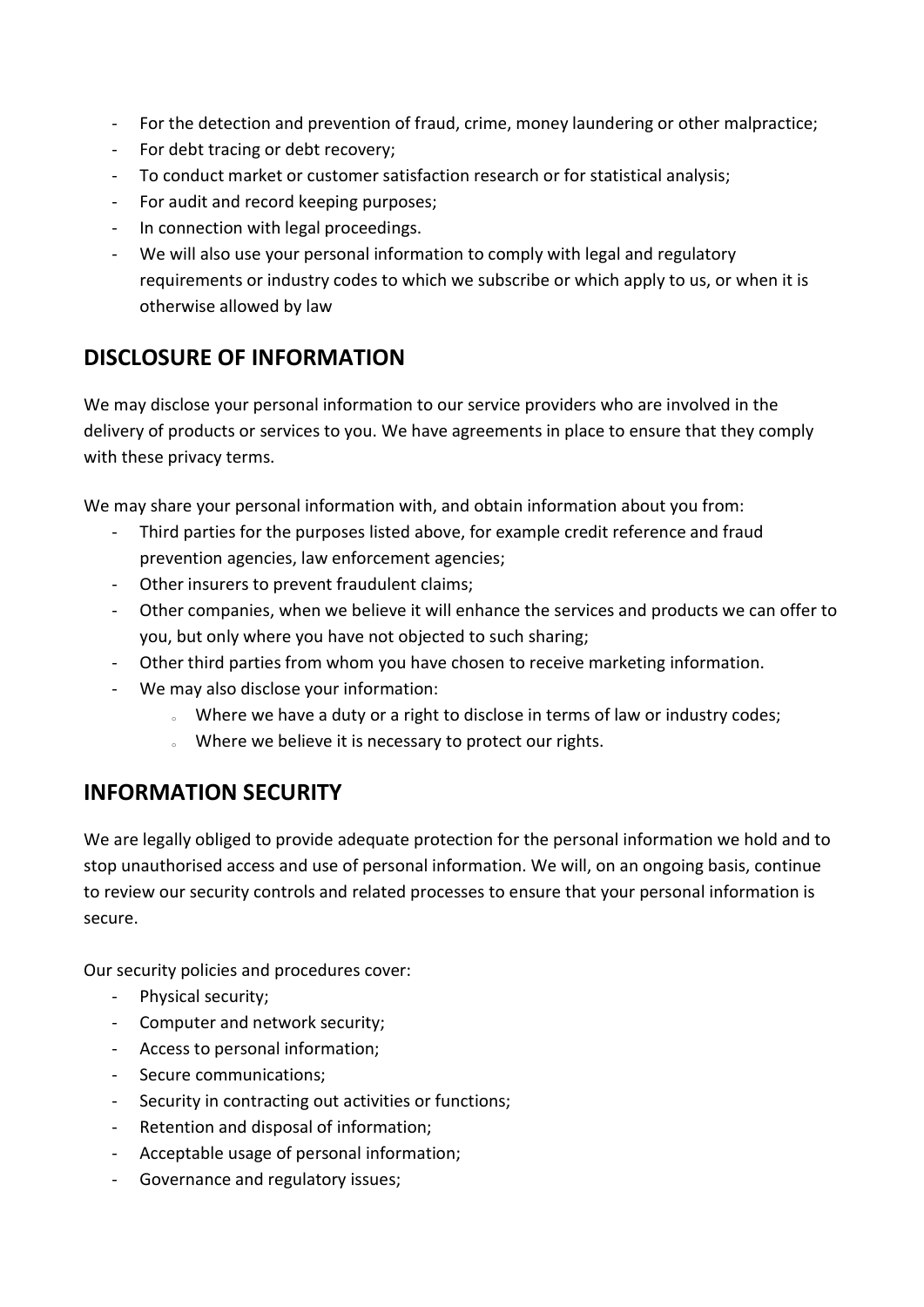- For the detection and prevention of fraud, crime, money laundering or other malpractice;
- For debt tracing or debt recovery;
- To conduct market or customer satisfaction research or for statistical analysis;
- For audit and record keeping purposes;
- In connection with legal proceedings.
- We will also use your personal information to comply with legal and regulatory requirements or industry codes to which we subscribe or which apply to us, or when it is otherwise allowed by law

## DISCLOSURE OF INFORMATION

We may disclose your personal information to our service providers who are involved in the delivery of products or services to you. We have agreements in place to ensure that they comply with these privacy terms.

We may share your personal information with, and obtain information about you from:

- Third parties for the purposes listed above, for example credit reference and fraud prevention agencies, law enforcement agencies;
- Other insurers to prevent fraudulent claims;
- Other companies, when we believe it will enhance the services and products we can offer to you, but only where you have not objected to such sharing;
- Other third parties from whom you have chosen to receive marketing information.
- We may also disclose your information:
    - Where we have a duty or a right to disclose in terms of law or industry codes;
    - Where we believe it is necessary to protect our rights.

## INFORMATION SECURITY

We are legally obliged to provide adequate protection for the personal information we hold and to stop unauthorised access and use of personal information. We will, on an ongoing basis, continue to review our security controls and related processes to ensure that your personal information is secure.

Our security policies and procedures cover:

- Physical security;
- Computer and network security;
- Access to personal information;
- Secure communications;
- Security in contracting out activities or functions;
- Retention and disposal of information;
- Acceptable usage of personal information;
- Governance and regulatory issues;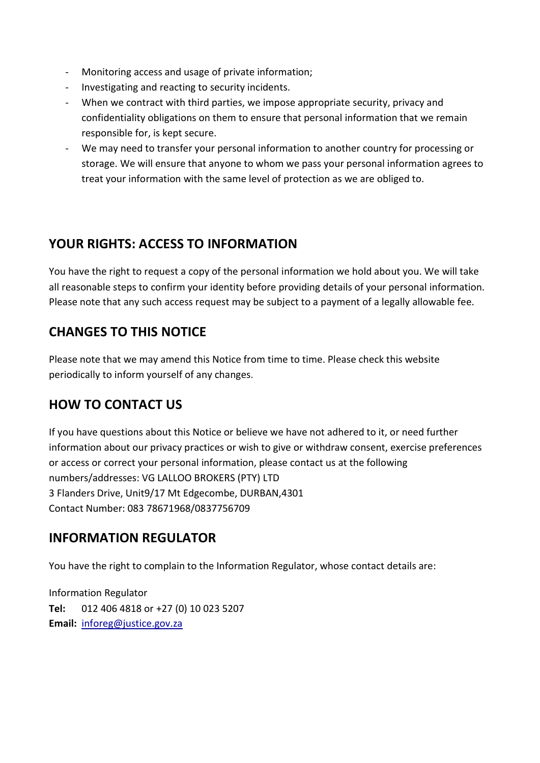- Monitoring access and usage of private information;
- Investigating and reacting to security incidents.
- When we contract with third parties, we impose appropriate security, privacy and confidentiality obligations on them to ensure that personal information that we remain responsible for, is kept secure.
- We may need to transfer your personal information to another country for processing or storage. We will ensure that anyone to whom we pass your personal information agrees to treat your information with the same level of protection as we are obliged to.

## YOUR RIGHTS: ACCESS TO INFORMATION

You have the right to request a copy of the personal information we hold about you. We will take all reasonable steps to confirm your identity before providing details of your personal information. Please note that any such access request may be subject to a payment of a legally allowable fee.

## CHANGES TO THIS NOTICE

Please note that we may amend this Notice from time to time. Please check this website periodically to inform yourself of any changes.

## HOW TO CONTACT US

If you have questions about this Notice or believe we have not adhered to it, or need further information about our privacy practices or wish to give or withdraw consent, exercise preferences or access or correct your personal information, please contact us at the following numbers/addresses: VG LALLOO BROKERS (PTY) LTD
3 Flanders Drive, Unit9/17 Mt Edgecombe, DURBAN,4301
Contact Number: 083 78671968/0837756709

## INFORMATION REGULATOR

You have the right to complain to the Information Regulator, whose contact details are:

Information Regulator
**Tel:** 012 406 4818 or +27 (0) 10 023 5207
**Email:** inforeg@justice.gov.za